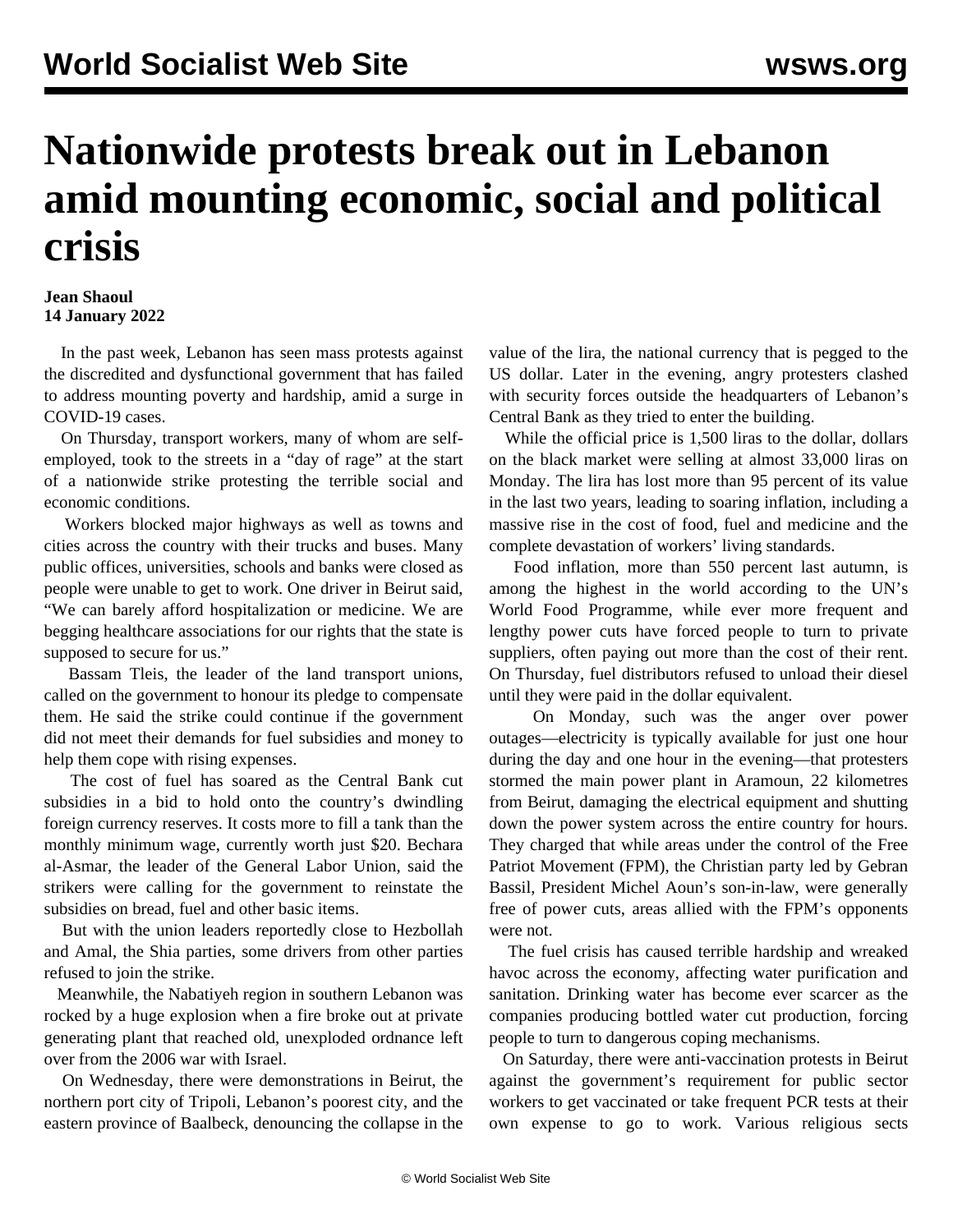# Nationwide protests break out in Lebanon amid mounting economic, social and political crisis

**Jean Shaoul**
**14 January 2022**

In the past week, Lebanon has seen mass protests against the discredited and dysfunctional government that has failed to address mounting poverty and hardship, amid a surge in COVID-19 cases.

On Thursday, transport workers, many of whom are self-employed, took to the streets in a "day of rage" at the start of a nationwide strike protesting the terrible social and economic conditions.

Workers blocked major highways as well as towns and cities across the country with their trucks and buses. Many public offices, universities, schools and banks were closed as people were unable to get to work. One driver in Beirut said, "We can barely afford hospitalization or medicine. We are begging healthcare associations for our rights that the state is supposed to secure for us."

Bassam Tleis, the leader of the land transport unions, called on the government to honour its pledge to compensate them. He said the strike could continue if the government did not meet their demands for fuel subsidies and money to help them cope with rising expenses.

The cost of fuel has soared as the Central Bank cut subsidies in a bid to hold onto the country's dwindling foreign currency reserves. It costs more to fill a tank than the monthly minimum wage, currently worth just $20. Bechara al-Asmar, the leader of the General Labor Union, said the strikers were calling for the government to reinstate the subsidies on bread, fuel and other basic items.

But with the union leaders reportedly close to Hezbollah and Amal, the Shia parties, some drivers from other parties refused to join the strike.

Meanwhile, the Nabatiyeh region in southern Lebanon was rocked by a huge explosion when a fire broke out at private generating plant that reached old, unexploded ordnance left over from the 2006 war with Israel.

On Wednesday, there were demonstrations in Beirut, the northern port city of Tripoli, Lebanon's poorest city, and the eastern province of Baalbeck, denouncing the collapse in the value of the lira, the national currency that is pegged to the US dollar. Later in the evening, angry protesters clashed with security forces outside the headquarters of Lebanon's Central Bank as they tried to enter the building.

While the official price is 1,500 liras to the dollar, dollars on the black market were selling at almost 33,000 liras on Monday. The lira has lost more than 95 percent of its value in the last two years, leading to soaring inflation, including a massive rise in the cost of food, fuel and medicine and the complete devastation of workers' living standards.

Food inflation, more than 550 percent last autumn, is among the highest in the world according to the UN's World Food Programme, while ever more frequent and lengthy power cuts have forced people to turn to private suppliers, often paying out more than the cost of their rent. On Thursday, fuel distributors refused to unload their diesel until they were paid in the dollar equivalent.

On Monday, such was the anger over power outages—electricity is typically available for just one hour during the day and one hour in the evening—that protesters stormed the main power plant in Aramoun, 22 kilometres from Beirut, damaging the electrical equipment and shutting down the power system across the entire country for hours. They charged that while areas under the control of the Free Patriot Movement (FPM), the Christian party led by Gebran Bassil, President Michel Aoun's son-in-law, were generally free of power cuts, areas allied with the FPM's opponents were not.

The fuel crisis has caused terrible hardship and wreaked havoc across the economy, affecting water purification and sanitation. Drinking water has become ever scarcer as the companies producing bottled water cut production, forcing people to turn to dangerous coping mechanisms.

On Saturday, there were anti-vaccination protests in Beirut against the government's requirement for public sector workers to get vaccinated or take frequent PCR tests at their own expense to go to work. Various religious sects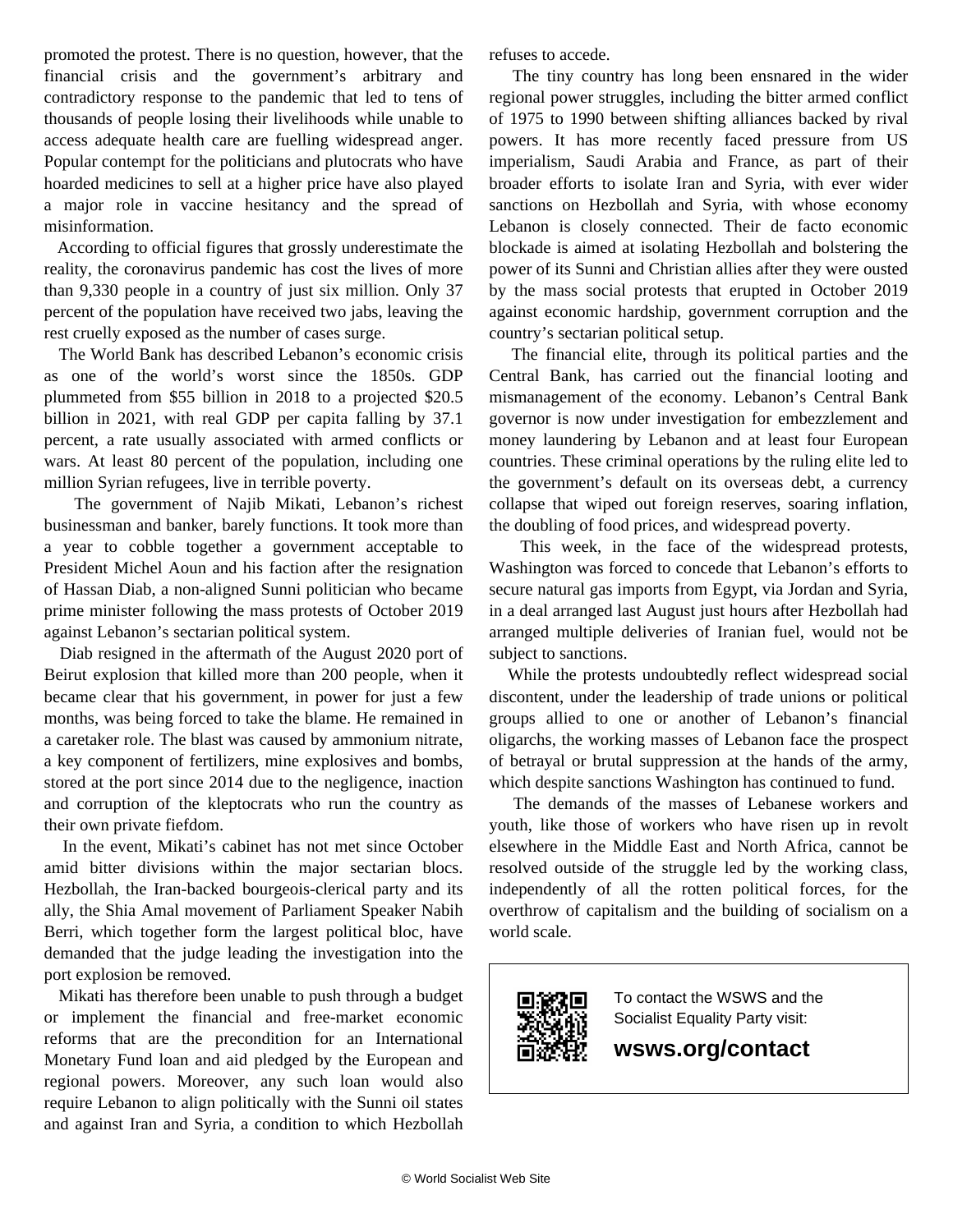promoted the protest. There is no question, however, that the financial crisis and the government's arbitrary and contradictory response to the pandemic that led to tens of thousands of people losing their livelihoods while unable to access adequate health care are fuelling widespread anger. Popular contempt for the politicians and plutocrats who have hoarded medicines to sell at a higher price have also played a major role in vaccine hesitancy and the spread of misinformation.

According to official figures that grossly underestimate the reality, the coronavirus pandemic has cost the lives of more than 9,330 people in a country of just six million. Only 37 percent of the population have received two jabs, leaving the rest cruelly exposed as the number of cases surge.

The World Bank has described Lebanon's economic crisis as one of the world's worst since the 1850s. GDP plummeted from $55 billion in 2018 to a projected $20.5 billion in 2021, with real GDP per capita falling by 37.1 percent, a rate usually associated with armed conflicts or wars. At least 80 percent of the population, including one million Syrian refugees, live in terrible poverty.

The government of Najib Mikati, Lebanon's richest businessman and banker, barely functions. It took more than a year to cobble together a government acceptable to President Michel Aoun and his faction after the resignation of Hassan Diab, a non-aligned Sunni politician who became prime minister following the mass protests of October 2019 against Lebanon's sectarian political system.

Diab resigned in the aftermath of the August 2020 port of Beirut explosion that killed more than 200 people, when it became clear that his government, in power for just a few months, was being forced to take the blame. He remained in a caretaker role. The blast was caused by ammonium nitrate, a key component of fertilizers, mine explosives and bombs, stored at the port since 2014 due to the negligence, inaction and corruption of the kleptocrats who run the country as their own private fiefdom.

In the event, Mikati's cabinet has not met since October amid bitter divisions within the major sectarian blocs. Hezbollah, the Iran-backed bourgeois-clerical party and its ally, the Shia Amal movement of Parliament Speaker Nabih Berri, which together form the largest political bloc, have demanded that the judge leading the investigation into the port explosion be removed.

Mikati has therefore been unable to push through a budget or implement the financial and free-market economic reforms that are the precondition for an International Monetary Fund loan and aid pledged by the European and regional powers. Moreover, any such loan would also require Lebanon to align politically with the Sunni oil states and against Iran and Syria, a condition to which Hezbollah refuses to accede.

The tiny country has long been ensnared in the wider regional power struggles, including the bitter armed conflict of 1975 to 1990 between shifting alliances backed by rival powers. It has more recently faced pressure from US imperialism, Saudi Arabia and France, as part of their broader efforts to isolate Iran and Syria, with ever wider sanctions on Hezbollah and Syria, with whose economy Lebanon is closely connected. Their de facto economic blockade is aimed at isolating Hezbollah and bolstering the power of its Sunni and Christian allies after they were ousted by the mass social protests that erupted in October 2019 against economic hardship, government corruption and the country's sectarian political setup.

The financial elite, through its political parties and the Central Bank, has carried out the financial looting and mismanagement of the economy. Lebanon's Central Bank governor is now under investigation for embezzlement and money laundering by Lebanon and at least four European countries. These criminal operations by the ruling elite led to the government's default on its overseas debt, a currency collapse that wiped out foreign reserves, soaring inflation, the doubling of food prices, and widespread poverty.

This week, in the face of the widespread protests, Washington was forced to concede that Lebanon's efforts to secure natural gas imports from Egypt, via Jordan and Syria, in a deal arranged last August just hours after Hezbollah had arranged multiple deliveries of Iranian fuel, would not be subject to sanctions.

While the protests undoubtedly reflect widespread social discontent, under the leadership of trade unions or political groups allied to one or another of Lebanon's financial oligarchs, the working masses of Lebanon face the prospect of betrayal or brutal suppression at the hands of the army, which despite sanctions Washington has continued to fund.

The demands of the masses of Lebanese workers and youth, like those of workers who have risen up in revolt elsewhere in the Middle East and North Africa, cannot be resolved outside of the struggle led by the working class, independently of all the rotten political forces, for the overthrow of capitalism and the building of socialism on a world scale.

To contact the WSWS and the Socialist Equality Party visit:

**wsws.org/contact**